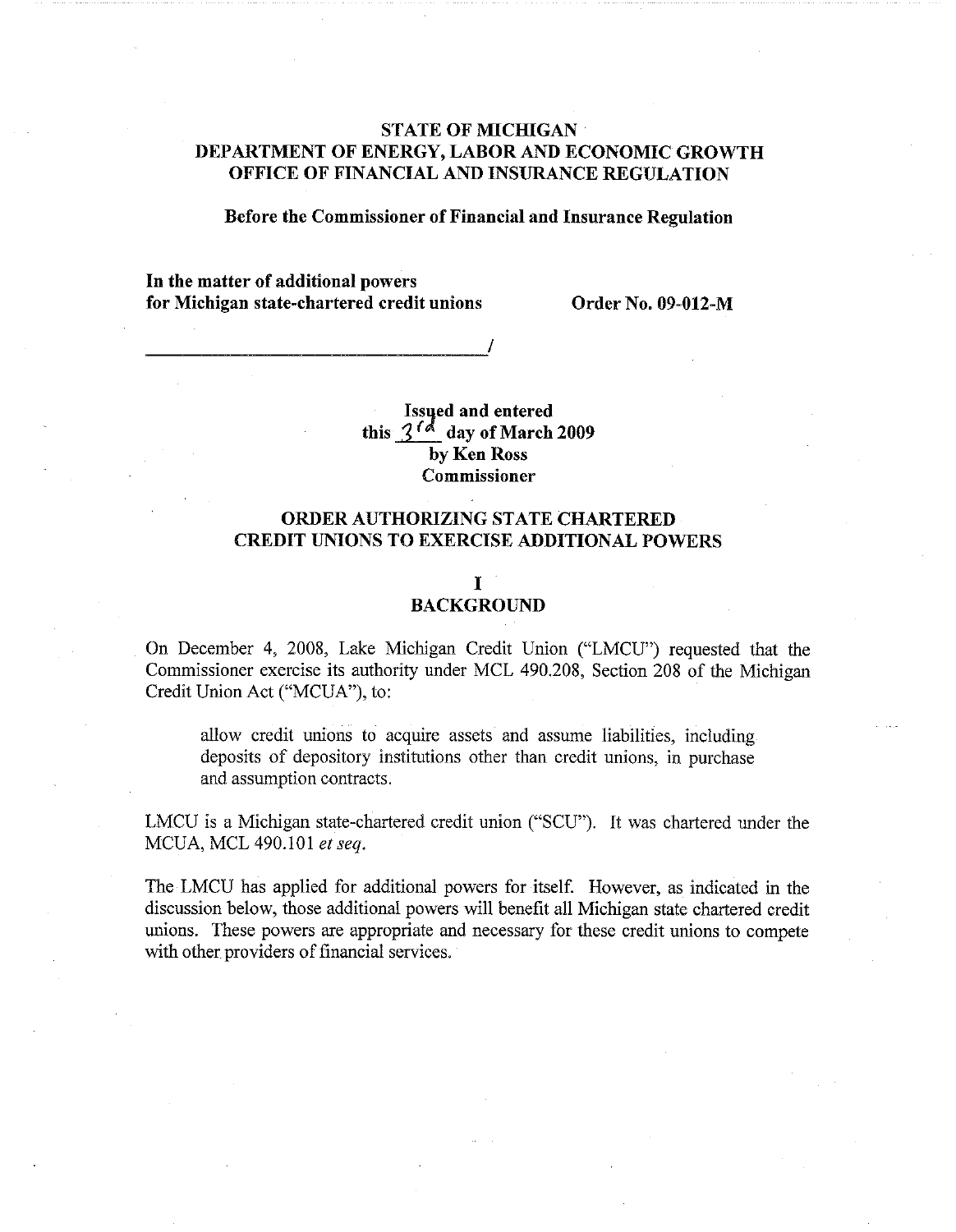**STATE OF MICHIGAN**
**DEPARTMENT OF ENERGY, LABOR AND ECONOMIC GROWTH**
**OFFICE OF FINANCIAL AND INSURANCE REGULATION**

**Before the Commissioner of Financial and Insurance Regulation**

**In the matter of additional powers for Michigan state-chartered credit unions** — **Order No. 09-012-M**

_______________________________________/

**Issued and entered**
**this 3rd day of March 2009**
**by Ken Ross**
**Commissioner**

## ORDER AUTHORIZING STATE CHARTERED CREDIT UNIONS TO EXERCISE ADDITIONAL POWERS

### I
### BACKGROUND

On December 4, 2008, Lake Michigan Credit Union ("LMCU") requested that the Commissioner exercise its authority under MCL 490.208, Section 208 of the Michigan Credit Union Act ("MCUA"), to:

> allow credit unions to acquire assets and assume liabilities, including deposits of depository institutions other than credit unions, in purchase and assumption contracts.

LMCU is a Michigan state-chartered credit union ("SCU"). It was chartered under the MCUA, MCL 490.101 *et seq.*

The LMCU has applied for additional powers for itself. However, as indicated in the discussion below, those additional powers will benefit all Michigan state chartered credit unions. These powers are appropriate and necessary for these credit unions to compete with other providers of financial services.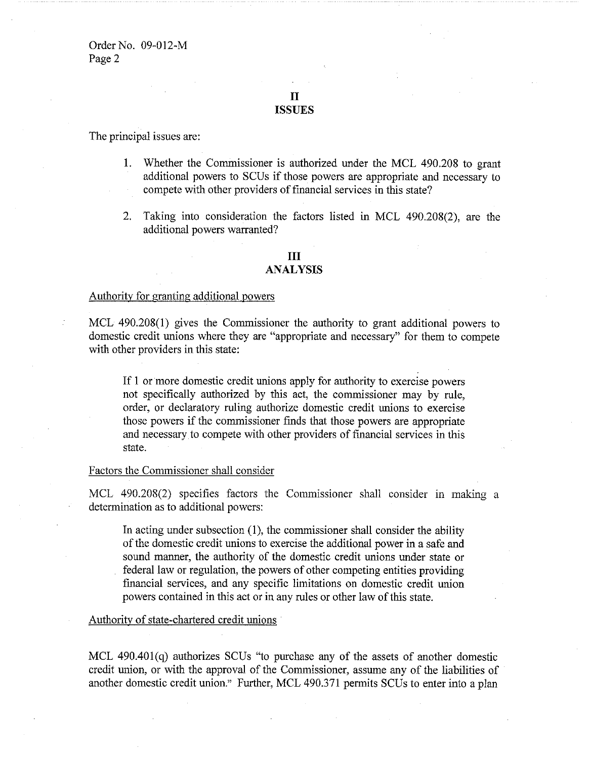## II
## ISSUES

The principal issues are:

1. Whether the Commissioner is authorized under the MCL 490.208 to grant additional powers to SCUs if those powers are appropriate and necessary to compete with other providers of financial services in this state?

2. Taking into consideration the factors listed in MCL 490.208(2), are the additional powers warranted?

## III
## ANALYSIS

Authority for granting additional powers

MCL 490.208(1) gives the Commissioner the authority to grant additional powers to domestic credit unions where they are "appropriate and necessary" for them to compete with other providers in this state:

> If 1 or more domestic credit unions apply for authority to exercise powers not specifically authorized by this act, the commissioner may by rule, order, or declaratory ruling authorize domestic credit unions to exercise those powers if the commissioner finds that those powers are appropriate and necessary to compete with other providers of financial services in this state.

Factors the Commissioner shall consider

MCL 490.208(2) specifies factors the Commissioner shall consider in making a determination as to additional powers:

> In acting under subsection (1), the commissioner shall consider the ability of the domestic credit unions to exercise the additional power in a safe and sound manner, the authority of the domestic credit unions under state or federal law or regulation, the powers of other competing entities providing financial services, and any specific limitations on domestic credit union powers contained in this act or in any rules or other law of this state.

Authority of state-chartered credit unions

MCL 490.401(q) authorizes SCUs "to purchase any of the assets of another domestic credit union, or with the approval of the Commissioner, assume any of the liabilities of another domestic credit union." Further, MCL 490.371 permits SCUs to enter into a plan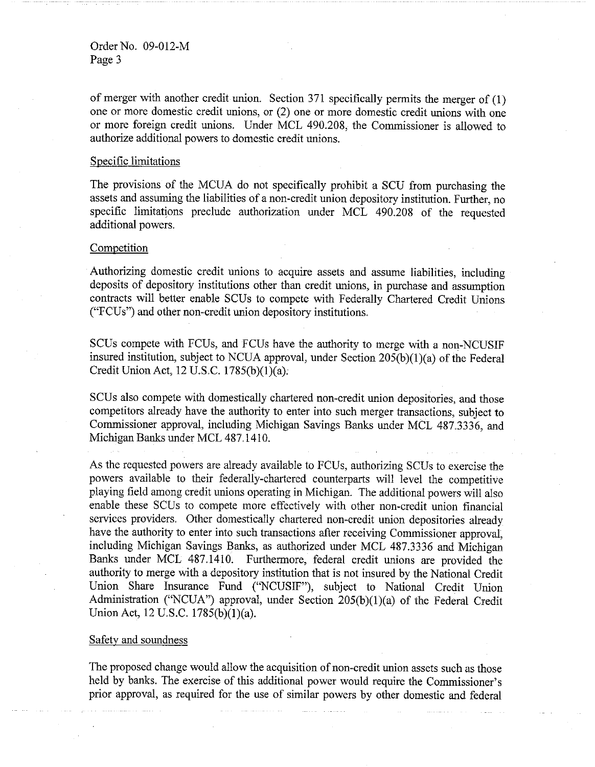of merger with another credit union. Section 371 specifically permits the merger of (1) one or more domestic credit unions, or (2) one or more domestic credit unions with one or more foreign credit unions. Under MCL 490.208, the Commissioner is allowed to authorize additional powers to domestic credit unions.

Specific limitations

The provisions of the MCUA do not specifically prohibit a SCU from purchasing the assets and assuming the liabilities of a non-credit union depository institution. Further, no specific limitations preclude authorization under MCL 490.208 of the requested additional powers.

Competition

Authorizing domestic credit unions to acquire assets and assume liabilities, including deposits of depository institutions other than credit unions, in purchase and assumption contracts will better enable SCUs to compete with Federally Chartered Credit Unions ("FCUs") and other non-credit union depository institutions.

SCUs compete with FCUs, and FCUs have the authority to merge with a non-NCUSIF insured institution, subject to NCUA approval, under Section 205(b)(1)(a) of the Federal Credit Union Act, 12 U.S.C. 1785(b)(1)(a).

SCUs also compete with domestically chartered non-credit union depositories, and those competitors already have the authority to enter into such merger transactions, subject to Commissioner approval, including Michigan Savings Banks under MCL 487.3336, and Michigan Banks under MCL 487.1410.

As the requested powers are already available to FCUs, authorizing SCUs to exercise the powers available to their federally-chartered counterparts will level the competitive playing field among credit unions operating in Michigan. The additional powers will also enable these SCUs to compete more effectively with other non-credit union financial services providers. Other domestically chartered non-credit union depositories already have the authority to enter into such transactions after receiving Commissioner approval, including Michigan Savings Banks, as authorized under MCL 487.3336 and Michigan Banks under MCL 487.1410. Furthermore, federal credit unions are provided the authority to merge with a depository institution that is not insured by the National Credit Union Share Insurance Fund ("NCUSIF"), subject to National Credit Union Administration ("NCUA") approval, under Section 205(b)(1)(a) of the Federal Credit Union Act, 12 U.S.C. 1785(b)(1)(a).

Safety and soundness

The proposed change would allow the acquisition of non-credit union assets such as those held by banks. The exercise of this additional power would require the Commissioner's prior approval, as required for the use of similar powers by other domestic and federal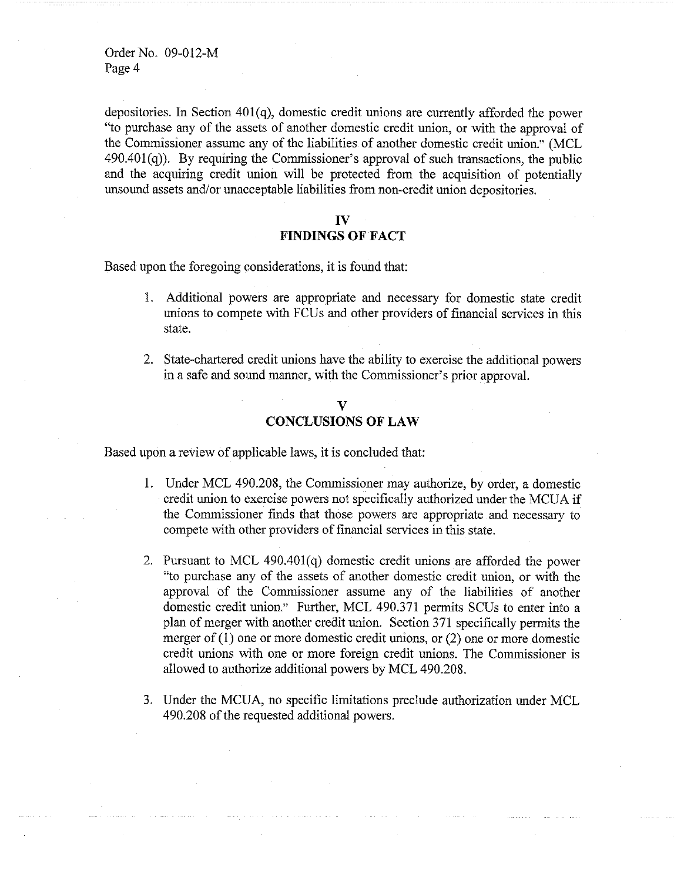depositories. In Section 401(q), domestic credit unions are currently afforded the power "to purchase any of the assets of another domestic credit union, or with the approval of the Commissioner assume any of the liabilities of another domestic credit union." (MCL 490.401(q)). By requiring the Commissioner's approval of such transactions, the public and the acquiring credit union will be protected from the acquisition of potentially unsound assets and/or unacceptable liabilities from non-credit union depositories.

## IV
## FINDINGS OF FACT

Based upon the foregoing considerations, it is found that:

1. Additional powers are appropriate and necessary for domestic state credit unions to compete with FCUs and other providers of financial services in this state.

2. State-chartered credit unions have the ability to exercise the additional powers in a safe and sound manner, with the Commissioner's prior approval.

## V
## CONCLUSIONS OF LAW

Based upon a review of applicable laws, it is concluded that:

1. Under MCL 490.208, the Commissioner may authorize, by order, a domestic credit union to exercise powers not specifically authorized under the MCUA if the Commissioner finds that those powers are appropriate and necessary to compete with other providers of financial services in this state.

2. Pursuant to MCL 490.401(q) domestic credit unions are afforded the power "to purchase any of the assets of another domestic credit union, or with the approval of the Commissioner assume any of the liabilities of another domestic credit union." Further, MCL 490.371 permits SCUs to enter into a plan of merger with another credit union. Section 371 specifically permits the merger of (1) one or more domestic credit unions, or (2) one or more domestic credit unions with one or more foreign credit unions. The Commissioner is allowed to authorize additional powers by MCL 490.208.

3. Under the MCUA, no specific limitations preclude authorization under MCL 490.208 of the requested additional powers.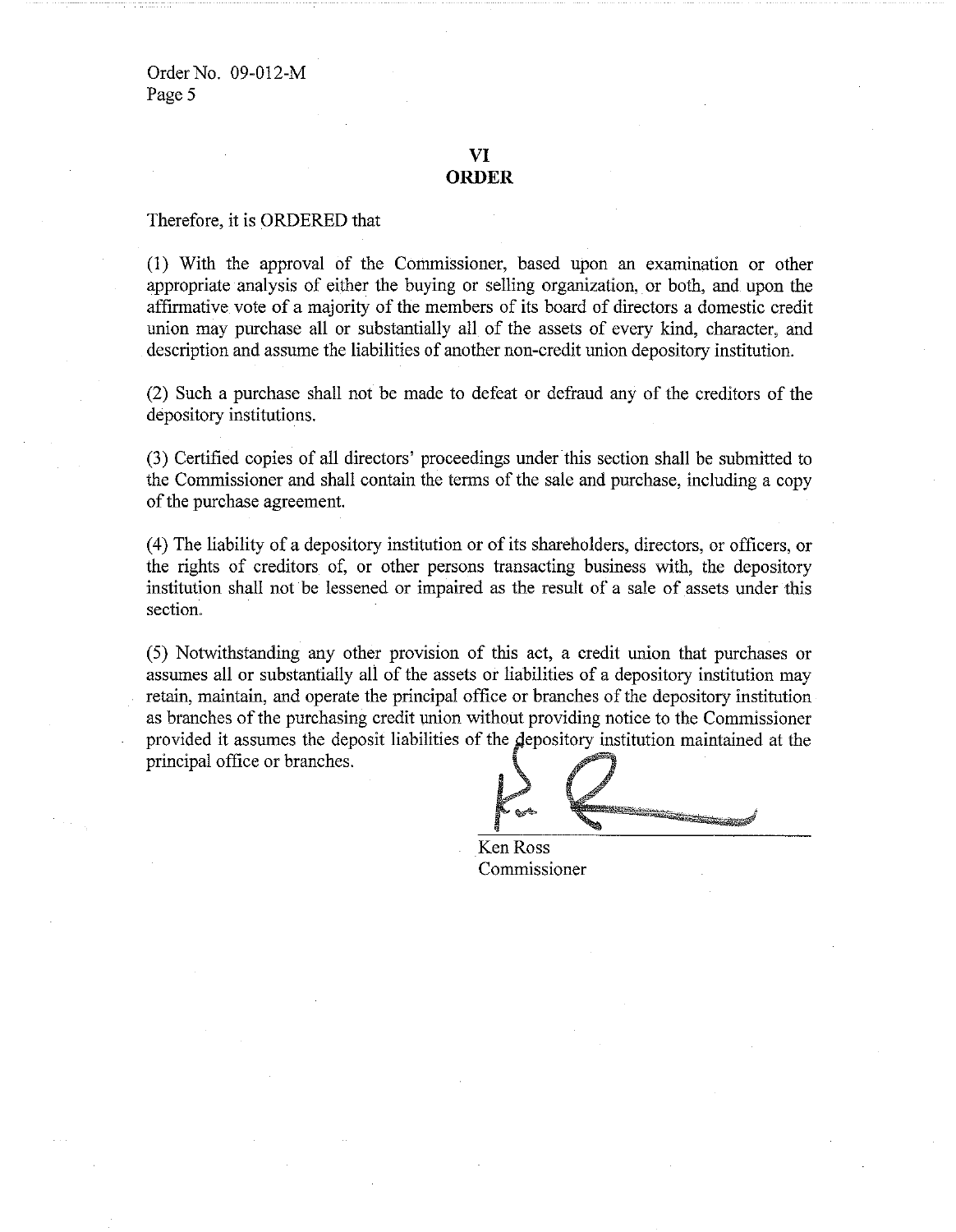## VI
## ORDER

Therefore, it is ORDERED that

(1) With the approval of the Commissioner, based upon an examination or other appropriate analysis of either the buying or selling organization, or both, and upon the affirmative vote of a majority of the members of its board of directors a domestic credit union may purchase all or substantially all of the assets of every kind, character, and description and assume the liabilities of another non-credit union depository institution.

(2) Such a purchase shall not be made to defeat or defraud any of the creditors of the depository institutions.

(3) Certified copies of all directors' proceedings under this section shall be submitted to the Commissioner and shall contain the terms of the sale and purchase, including a copy of the purchase agreement.

(4) The liability of a depository institution or of its shareholders, directors, or officers, or the rights of creditors of, or other persons transacting business with, the depository institution shall not be lessened or impaired as the result of a sale of assets under this section.

(5) Notwithstanding any other provision of this act, a credit union that purchases or assumes all or substantially all of the assets or liabilities of a depository institution may retain, maintain, and operate the principal office or branches of the depository institution as branches of the purchasing credit union without providing notice to the Commissioner provided it assumes the deposit liabilities of the depository institution maintained at the principal office or branches.

Ken Ross
Commissioner